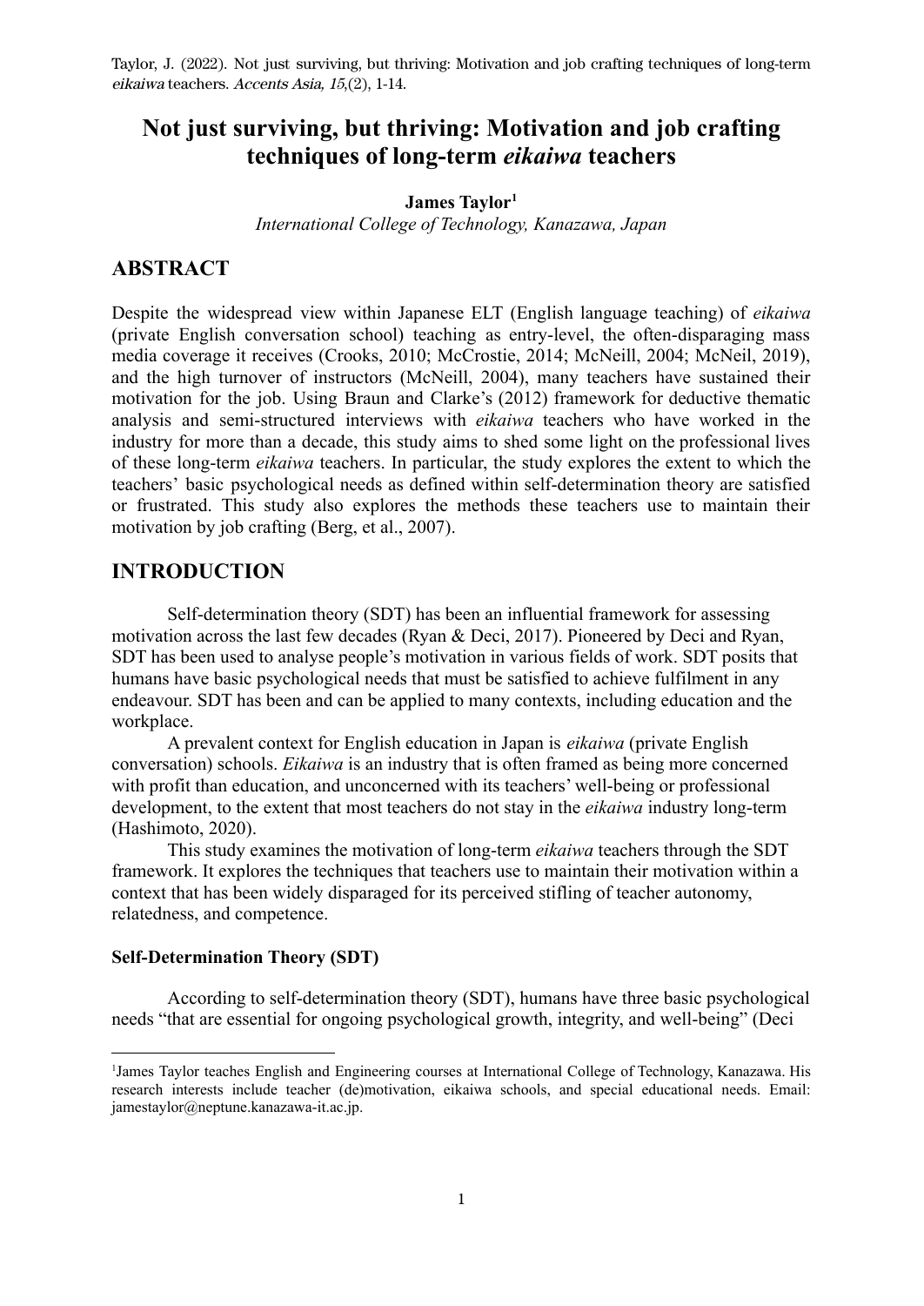Taylor, J. (2022). Not just surviving, but thriving: Motivation and job crafting techniques of long-term *eikaiwa* teachers. *Accents Asia, 15*,(2), 1-14.

# Not just surviving, but thriving: Motivation and job crafting techniques of long-term *eikaiwa* teachers

**James Taylor**[1]
*International College of Technology, Kanazawa, Japan*

## ABSTRACT

Despite the widespread view within Japanese ELT (English language teaching) of *eikaiwa* (private English conversation school) teaching as entry-level, the often-disparaging mass media coverage it receives (Crooks, 2010; McCrostie, 2014; McNeill, 2004; McNeil, 2019), and the high turnover of instructors (McNeill, 2004), many teachers have sustained their motivation for the job. Using Braun and Clarke's (2012) framework for deductive thematic analysis and semi-structured interviews with *eikaiwa* teachers who have worked in the industry for more than a decade, this study aims to shed some light on the professional lives of these long-term *eikaiwa* teachers. In particular, the study explores the extent to which the teachers' basic psychological needs as defined within self-determination theory are satisfied or frustrated. This study also explores the methods these teachers use to maintain their motivation by job crafting (Berg, et al., 2007).

## INTRODUCTION

Self-determination theory (SDT) has been an influential framework for assessing motivation across the last few decades (Ryan & Deci, 2017). Pioneered by Deci and Ryan, SDT has been used to analyse people's motivation in various fields of work. SDT posits that humans have basic psychological needs that must be satisfied to achieve fulfilment in any endeavour. SDT has been and can be applied to many contexts, including education and the workplace.

A prevalent context for English education in Japan is *eikaiwa* (private English conversation) schools. *Eikaiwa* is an industry that is often framed as being more concerned with profit than education, and unconcerned with its teachers' well-being or professional development, to the extent that most teachers do not stay in the *eikaiwa* industry long-term (Hashimoto, 2020).

This study examines the motivation of long-term *eikaiwa* teachers through the SDT framework. It explores the techniques that teachers use to maintain their motivation within a context that has been widely disparaged for its perceived stifling of teacher autonomy, relatedness, and competence.

### Self-Determination Theory (SDT)

According to self-determination theory (SDT), humans have three basic psychological needs "that are essential for ongoing psychological growth, integrity, and well-being" (Deci

[1]James Taylor teaches English and Engineering courses at International College of Technology, Kanazawa. His research interests include teacher (de)motivation, eikaiwa schools, and special educational needs. Email: jamestaylor@neptune.kanazawa-it.ac.jp.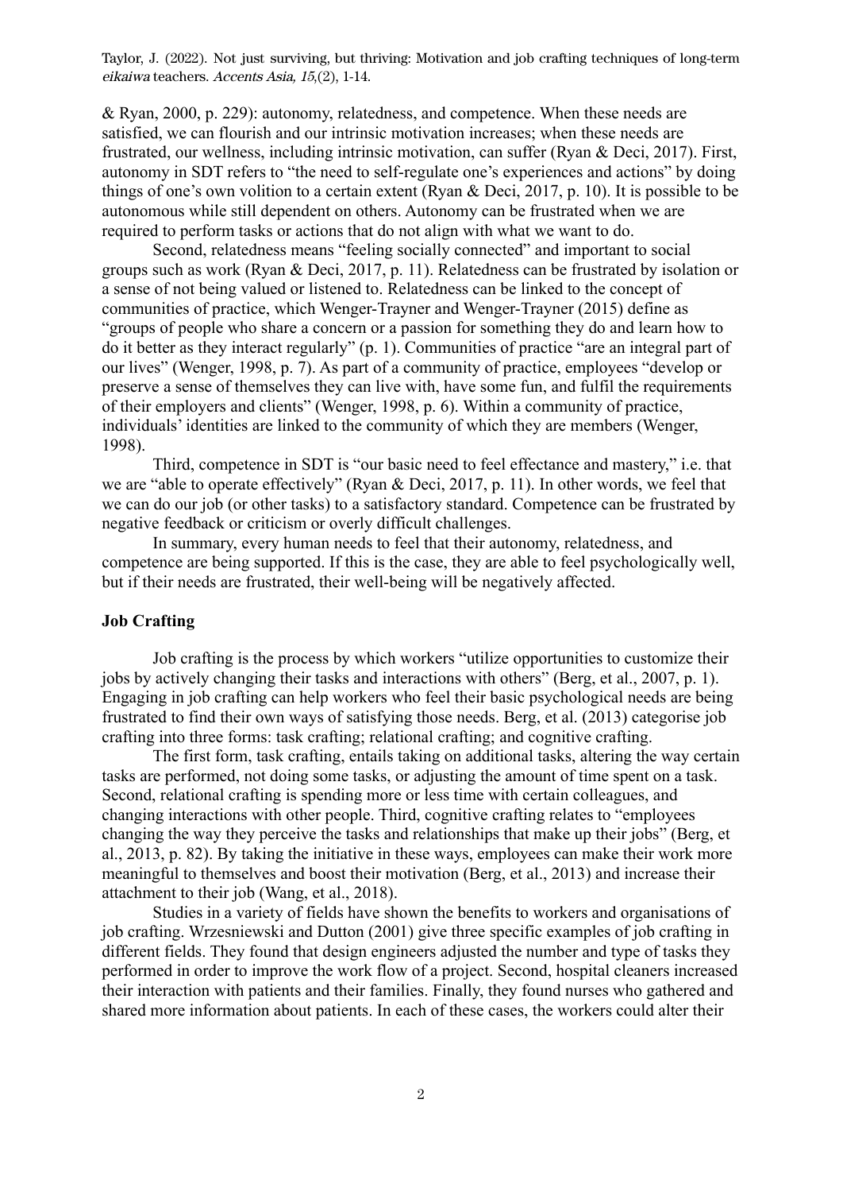& Ryan, 2000, p. 229): autonomy, relatedness, and competence. When these needs are satisfied, we can flourish and our intrinsic motivation increases; when these needs are frustrated, our wellness, including intrinsic motivation, can suffer (Ryan & Deci, 2017). First, autonomy in SDT refers to "the need to self-regulate one's experiences and actions" by doing things of one's own volition to a certain extent (Ryan & Deci, 2017, p. 10). It is possible to be autonomous while still dependent on others. Autonomy can be frustrated when we are required to perform tasks or actions that do not align with what we want to do.

Second, relatedness means "feeling socially connected" and important to social groups such as work (Ryan & Deci, 2017, p. 11). Relatedness can be frustrated by isolation or a sense of not being valued or listened to. Relatedness can be linked to the concept of communities of practice, which Wenger-Trayner and Wenger-Trayner (2015) define as "groups of people who share a concern or a passion for something they do and learn how to do it better as they interact regularly" (p. 1). Communities of practice "are an integral part of our lives" (Wenger, 1998, p. 7). As part of a community of practice, employees "develop or preserve a sense of themselves they can live with, have some fun, and fulfil the requirements of their employers and clients" (Wenger, 1998, p. 6). Within a community of practice, individuals' identities are linked to the community of which they are members (Wenger, 1998).

Third, competence in SDT is "our basic need to feel effectance and mastery," i.e. that we are "able to operate effectively" (Ryan & Deci, 2017, p. 11). In other words, we feel that we can do our job (or other tasks) to a satisfactory standard. Competence can be frustrated by negative feedback or criticism or overly difficult challenges.

In summary, every human needs to feel that their autonomy, relatedness, and competence are being supported. If this is the case, they are able to feel psychologically well, but if their needs are frustrated, their well-being will be negatively affected.

## Job Crafting

Job crafting is the process by which workers "utilize opportunities to customize their jobs by actively changing their tasks and interactions with others" (Berg, et al., 2007, p. 1). Engaging in job crafting can help workers who feel their basic psychological needs are being frustrated to find their own ways of satisfying those needs. Berg, et al. (2013) categorise job crafting into three forms: task crafting; relational crafting; and cognitive crafting.

The first form, task crafting, entails taking on additional tasks, altering the way certain tasks are performed, not doing some tasks, or adjusting the amount of time spent on a task. Second, relational crafting is spending more or less time with certain colleagues, and changing interactions with other people. Third, cognitive crafting relates to "employees changing the way they perceive the tasks and relationships that make up their jobs" (Berg, et al., 2013, p. 82). By taking the initiative in these ways, employees can make their work more meaningful to themselves and boost their motivation (Berg, et al., 2013) and increase their attachment to their job (Wang, et al., 2018).

Studies in a variety of fields have shown the benefits to workers and organisations of job crafting. Wrzesniewski and Dutton (2001) give three specific examples of job crafting in different fields. They found that design engineers adjusted the number and type of tasks they performed in order to improve the work flow of a project. Second, hospital cleaners increased their interaction with patients and their families. Finally, they found nurses who gathered and shared more information about patients. In each of these cases, the workers could alter their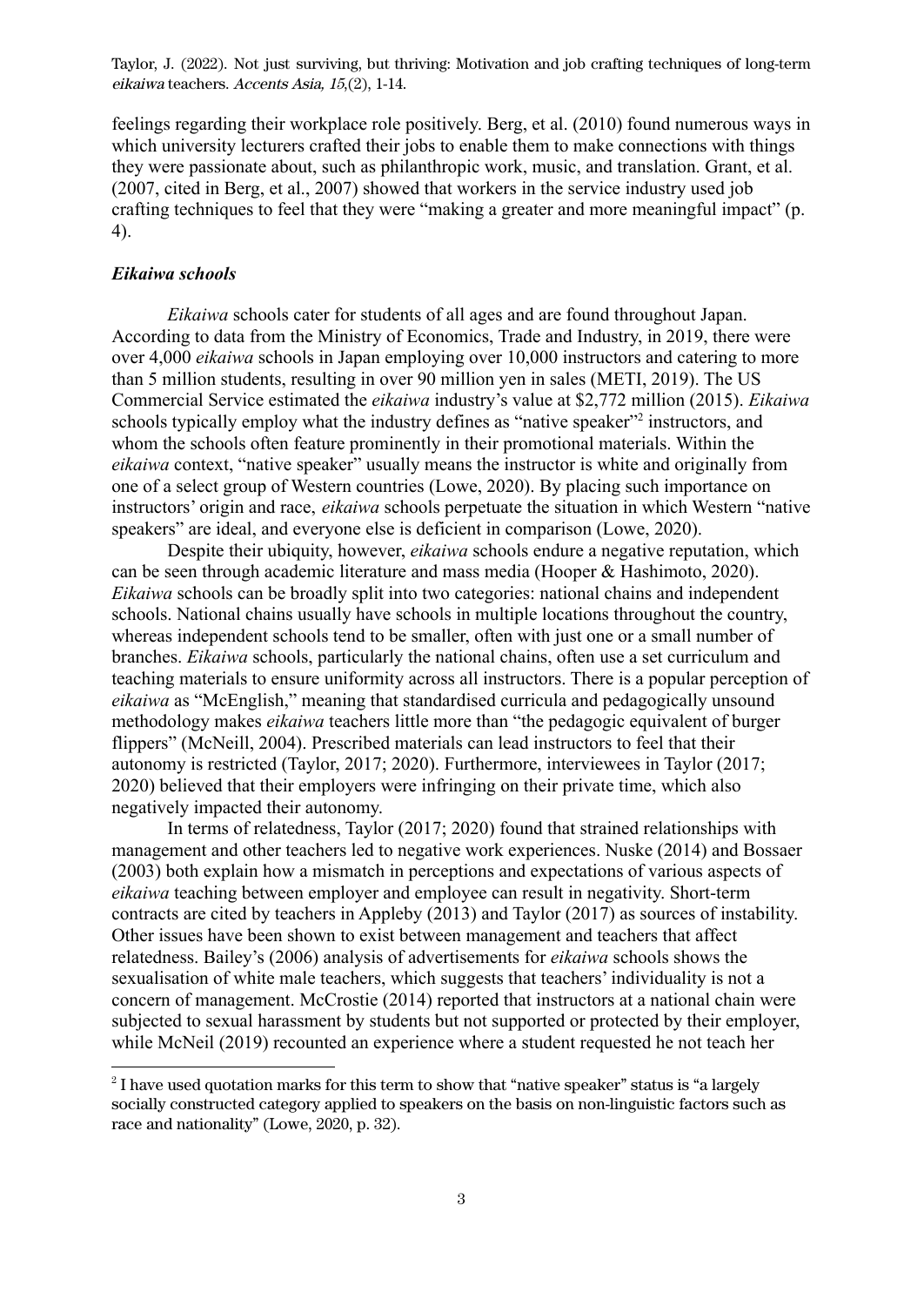feelings regarding their workplace role positively. Berg, et al. (2010) found numerous ways in which university lecturers crafted their jobs to enable them to make connections with things they were passionate about, such as philanthropic work, music, and translation. Grant, et al. (2007, cited in Berg, et al., 2007) showed that workers in the service industry used job crafting techniques to feel that they were "making a greater and more meaningful impact" (p. 4).

### *Eikaiwa schools*

*Eikaiwa* schools cater for students of all ages and are found throughout Japan. According to data from the Ministry of Economics, Trade and Industry, in 2019, there were over 4,000 *eikaiwa* schools in Japan employing over 10,000 instructors and catering to more than 5 million students, resulting in over 90 million yen in sales (METI, 2019). The US Commercial Service estimated the *eikaiwa* industry's value at $2,772 million (2015). *Eikaiwa* schools typically employ what the industry defines as "native speaker"[2] instructors, and whom the schools often feature prominently in their promotional materials. Within the *eikaiwa* context, "native speaker" usually means the instructor is white and originally from one of a select group of Western countries (Lowe, 2020). By placing such importance on instructors' origin and race, *eikaiwa* schools perpetuate the situation in which Western "native speakers" are ideal, and everyone else is deficient in comparison (Lowe, 2020).

Despite their ubiquity, however, *eikaiwa* schools endure a negative reputation, which can be seen through academic literature and mass media (Hooper & Hashimoto, 2020). *Eikaiwa* schools can be broadly split into two categories: national chains and independent schools. National chains usually have schools in multiple locations throughout the country, whereas independent schools tend to be smaller, often with just one or a small number of branches. *Eikaiwa* schools, particularly the national chains, often use a set curriculum and teaching materials to ensure uniformity across all instructors. There is a popular perception of *eikaiwa* as "McEnglish," meaning that standardised curricula and pedagogically unsound methodology makes *eikaiwa* teachers little more than "the pedagogic equivalent of burger flippers" (McNeill, 2004). Prescribed materials can lead instructors to feel that their autonomy is restricted (Taylor, 2017; 2020). Furthermore, interviewees in Taylor (2017; 2020) believed that their employers were infringing on their private time, which also negatively impacted their autonomy.

In terms of relatedness, Taylor (2017; 2020) found that strained relationships with management and other teachers led to negative work experiences. Nuske (2014) and Bossaer (2003) both explain how a mismatch in perceptions and expectations of various aspects of *eikaiwa* teaching between employer and employee can result in negativity. Short-term contracts are cited by teachers in Appleby (2013) and Taylor (2017) as sources of instability. Other issues have been shown to exist between management and teachers that affect relatedness. Bailey's (2006) analysis of advertisements for *eikaiwa* schools shows the sexualisation of white male teachers, which suggests that teachers' individuality is not a concern of management. McCrostie (2014) reported that instructors at a national chain were subjected to sexual harassment by students but not supported or protected by their employer, while McNeil (2019) recounted an experience where a student requested he not teach her

---

[2] I have used quotation marks for this term to show that "native speaker" status is "a largely socially constructed category applied to speakers on the basis on non-linguistic factors such as race and nationality" (Lowe, 2020, p. 32).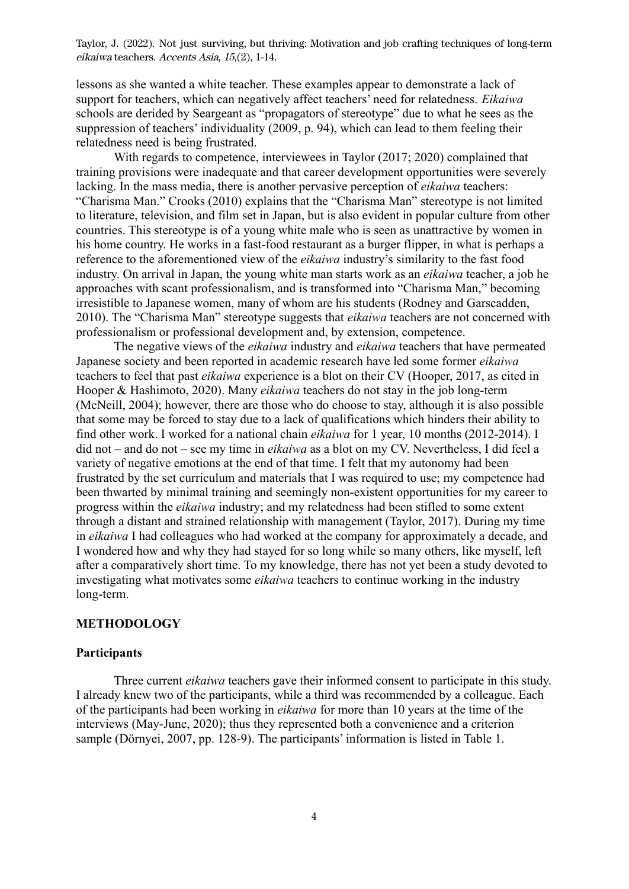lessons as she wanted a white teacher. These examples appear to demonstrate a lack of support for teachers, which can negatively affect teachers' need for relatedness. *Eikaiwa* schools are derided by Seargeant as "propagators of stereotype" due to what he sees as the suppression of teachers' individuality (2009, p. 94), which can lead to them feeling their relatedness need is being frustrated.

With regards to competence, interviewees in Taylor (2017; 2020) complained that training provisions were inadequate and that career development opportunities were severely lacking. In the mass media, there is another pervasive perception of *eikaiwa* teachers: "Charisma Man." Crooks (2010) explains that the "Charisma Man" stereotype is not limited to literature, television, and film set in Japan, but is also evident in popular culture from other countries. This stereotype is of a young white male who is seen as unattractive by women in his home country. He works in a fast-food restaurant as a burger flipper, in what is perhaps a reference to the aforementioned view of the *eikaiwa* industry's similarity to the fast food industry. On arrival in Japan, the young white man starts work as an *eikaiwa* teacher, a job he approaches with scant professionalism, and is transformed into "Charisma Man," becoming irresistible to Japanese women, many of whom are his students (Rodney and Garscadden, 2010). The "Charisma Man" stereotype suggests that *eikaiwa* teachers are not concerned with professionalism or professional development and, by extension, competence.

The negative views of the *eikaiwa* industry and *eikaiwa* teachers that have permeated Japanese society and been reported in academic research have led some former *eikaiwa* teachers to feel that past *eikaiwa* experience is a blot on their CV (Hooper, 2017, as cited in Hooper & Hashimoto, 2020). Many *eikaiwa* teachers do not stay in the job long-term (McNeill, 2004); however, there are those who do choose to stay, although it is also possible that some may be forced to stay due to a lack of qualifications which hinders their ability to find other work. I worked for a national chain *eikaiwa* for 1 year, 10 months (2012-2014). I did not – and do not – see my time in *eikaiwa* as a blot on my CV. Nevertheless, I did feel a variety of negative emotions at the end of that time. I felt that my autonomy had been frustrated by the set curriculum and materials that I was required to use; my competence had been thwarted by minimal training and seemingly non-existent opportunities for my career to progress within the *eikaiwa* industry; and my relatedness had been stifled to some extent through a distant and strained relationship with management (Taylor, 2017). During my time in *eikaiwa* I had colleagues who had worked at the company for approximately a decade, and I wondered how and why they had stayed for so long while so many others, like myself, left after a comparatively short time. To my knowledge, there has not yet been a study devoted to investigating what motivates some *eikaiwa* teachers to continue working in the industry long-term.

## METHODOLOGY

### Participants

Three current *eikaiwa* teachers gave their informed consent to participate in this study. I already knew two of the participants, while a third was recommended by a colleague. Each of the participants had been working in *eikaiwa* for more than 10 years at the time of the interviews (May-June, 2020); thus they represented both a convenience and a criterion sample (Dörnyei, 2007, pp. 128-9). The participants' information is listed in Table 1.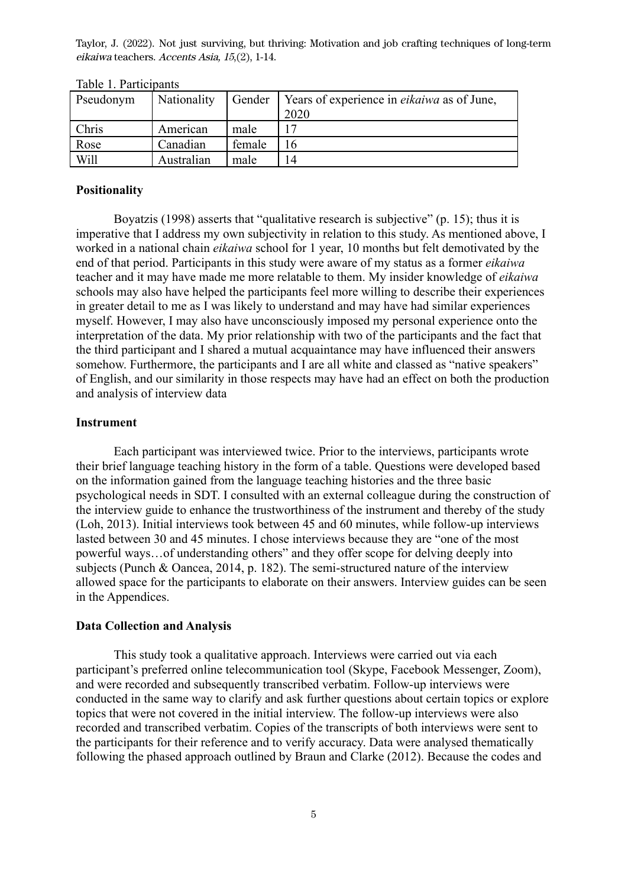Table 1. Participants

| Pseudonym | Nationality | Gender | Years of experience in *eikaiwa* as of June, 2020 |
|---|---|---|---|
| Chris | American | male | 17 |
| Rose | Canadian | female | 16 |
| Will | Australian | male | 14 |

**Positionality**

Boyatzis (1998) asserts that "qualitative research is subjective" (p. 15); thus it is imperative that I address my own subjectivity in relation to this study. As mentioned above, I worked in a national chain *eikaiwa* school for 1 year, 10 months but felt demotivated by the end of that period. Participants in this study were aware of my status as a former *eikaiwa* teacher and it may have made me more relatable to them. My insider knowledge of *eikaiwa* schools may also have helped the participants feel more willing to describe their experiences in greater detail to me as I was likely to understand and may have had similar experiences myself. However, I may also have unconsciously imposed my personal experience onto the interpretation of the data. My prior relationship with two of the participants and the fact that the third participant and I shared a mutual acquaintance may have influenced their answers somehow. Furthermore, the participants and I are all white and classed as "native speakers" of English, and our similarity in those respects may have had an effect on both the production and analysis of interview data

**Instrument**

Each participant was interviewed twice. Prior to the interviews, participants wrote their brief language teaching history in the form of a table. Questions were developed based on the information gained from the language teaching histories and the three basic psychological needs in SDT. I consulted with an external colleague during the construction of the interview guide to enhance the trustworthiness of the instrument and thereby of the study (Loh, 2013). Initial interviews took between 45 and 60 minutes, while follow-up interviews lasted between 30 and 45 minutes. I chose interviews because they are "one of the most powerful ways…of understanding others" and they offer scope for delving deeply into subjects (Punch & Oancea, 2014, p. 182). The semi-structured nature of the interview allowed space for the participants to elaborate on their answers. Interview guides can be seen in the Appendices.

**Data Collection and Analysis**

This study took a qualitative approach. Interviews were carried out via each participant's preferred online telecommunication tool (Skype, Facebook Messenger, Zoom), and were recorded and subsequently transcribed verbatim. Follow-up interviews were conducted in the same way to clarify and ask further questions about certain topics or explore topics that were not covered in the initial interview. The follow-up interviews were also recorded and transcribed verbatim. Copies of the transcripts of both interviews were sent to the participants for their reference and to verify accuracy. Data were analysed thematically following the phased approach outlined by Braun and Clarke (2012). Because the codes and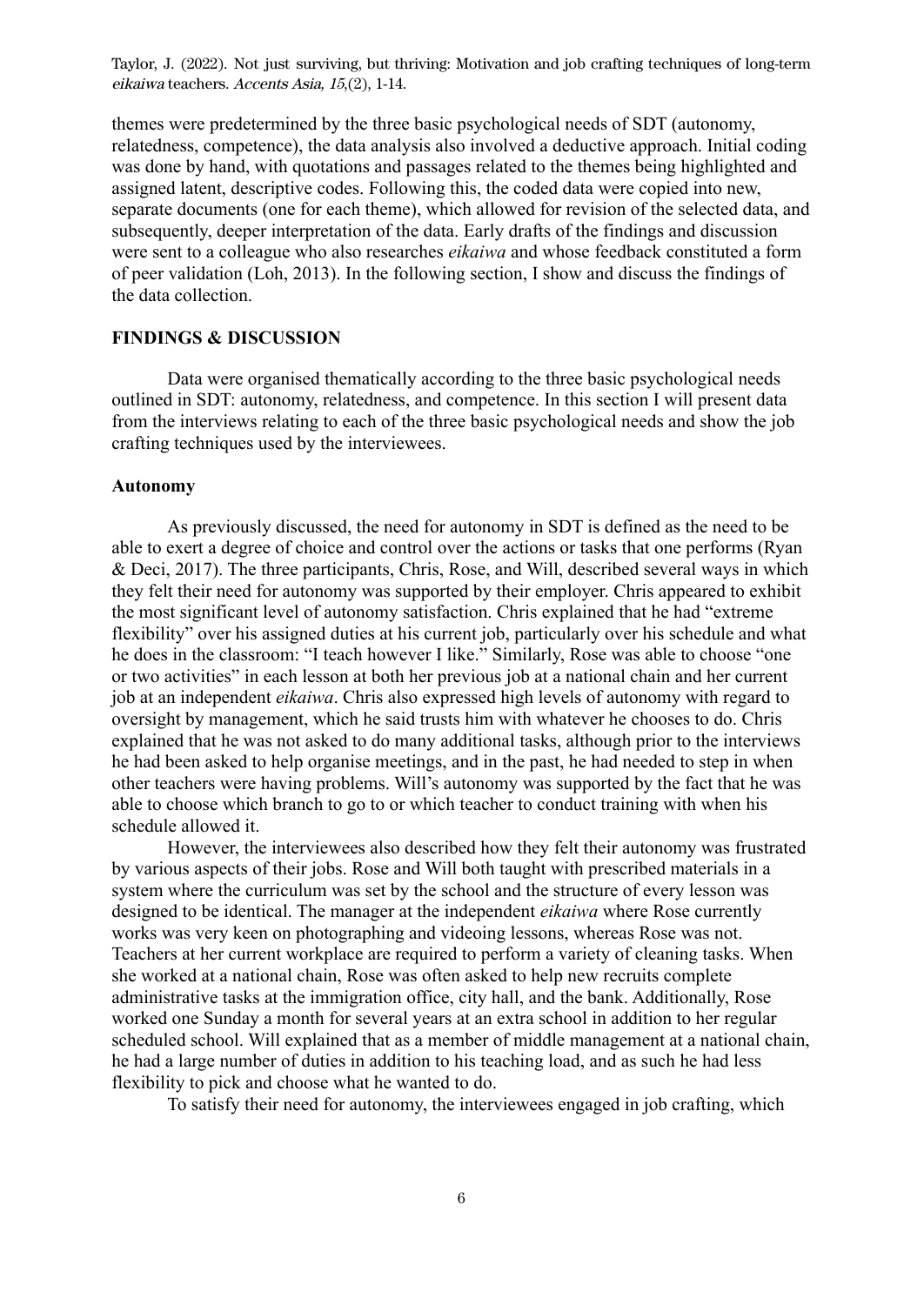themes were predetermined by the three basic psychological needs of SDT (autonomy, relatedness, competence), the data analysis also involved a deductive approach. Initial coding was done by hand, with quotations and passages related to the themes being highlighted and assigned latent, descriptive codes. Following this, the coded data were copied into new, separate documents (one for each theme), which allowed for revision of the selected data, and subsequently, deeper interpretation of the data. Early drafts of the findings and discussion were sent to a colleague who also researches *eikaiwa* and whose feedback constituted a form of peer validation (Loh, 2013). In the following section, I show and discuss the findings of the data collection.

## FINDINGS & DISCUSSION

Data were organised thematically according to the three basic psychological needs outlined in SDT: autonomy, relatedness, and competence. In this section I will present data from the interviews relating to each of the three basic psychological needs and show the job crafting techniques used by the interviewees.

### Autonomy

As previously discussed, the need for autonomy in SDT is defined as the need to be able to exert a degree of choice and control over the actions or tasks that one performs (Ryan & Deci, 2017). The three participants, Chris, Rose, and Will, described several ways in which they felt their need for autonomy was supported by their employer. Chris appeared to exhibit the most significant level of autonomy satisfaction. Chris explained that he had "extreme flexibility" over his assigned duties at his current job, particularly over his schedule and what he does in the classroom: "I teach however I like." Similarly, Rose was able to choose "one or two activities" in each lesson at both her previous job at a national chain and her current job at an independent *eikaiwa*. Chris also expressed high levels of autonomy with regard to oversight by management, which he said trusts him with whatever he chooses to do. Chris explained that he was not asked to do many additional tasks, although prior to the interviews he had been asked to help organise meetings, and in the past, he had needed to step in when other teachers were having problems. Will's autonomy was supported by the fact that he was able to choose which branch to go to or which teacher to conduct training with when his schedule allowed it.

However, the interviewees also described how they felt their autonomy was frustrated by various aspects of their jobs. Rose and Will both taught with prescribed materials in a system where the curriculum was set by the school and the structure of every lesson was designed to be identical. The manager at the independent *eikaiwa* where Rose currently works was very keen on photographing and videoing lessons, whereas Rose was not. Teachers at her current workplace are required to perform a variety of cleaning tasks. When she worked at a national chain, Rose was often asked to help new recruits complete administrative tasks at the immigration office, city hall, and the bank. Additionally, Rose worked one Sunday a month for several years at an extra school in addition to her regular scheduled school. Will explained that as a member of middle management at a national chain, he had a large number of duties in addition to his teaching load, and as such he had less flexibility to pick and choose what he wanted to do.

To satisfy their need for autonomy, the interviewees engaged in job crafting, which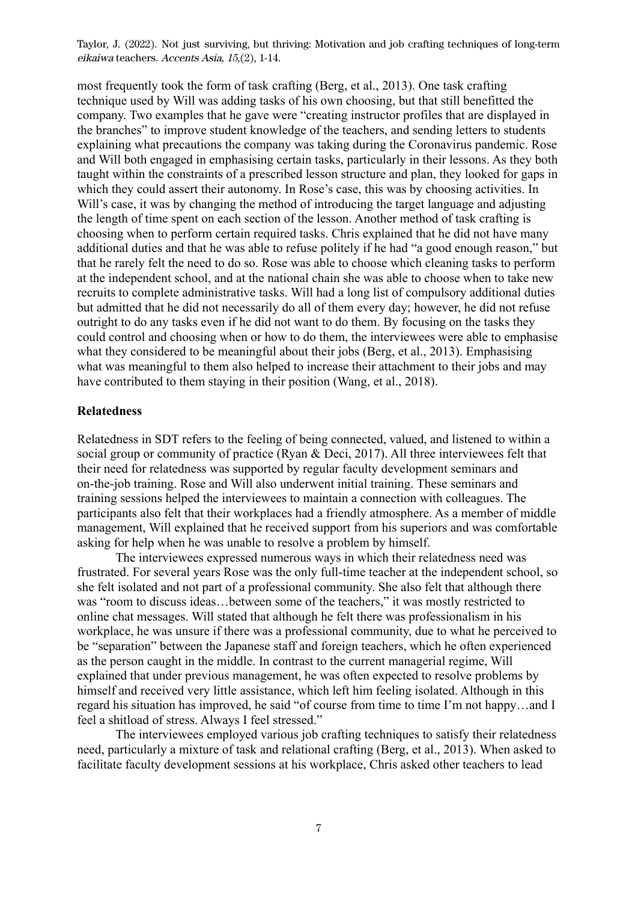most frequently took the form of task crafting (Berg, et al., 2013). One task crafting technique used by Will was adding tasks of his own choosing, but that still benefitted the company. Two examples that he gave were "creating instructor profiles that are displayed in the branches" to improve student knowledge of the teachers, and sending letters to students explaining what precautions the company was taking during the Coronavirus pandemic. Rose and Will both engaged in emphasising certain tasks, particularly in their lessons. As they both taught within the constraints of a prescribed lesson structure and plan, they looked for gaps in which they could assert their autonomy. In Rose's case, this was by choosing activities. In Will's case, it was by changing the method of introducing the target language and adjusting the length of time spent on each section of the lesson. Another method of task crafting is choosing when to perform certain required tasks. Chris explained that he did not have many additional duties and that he was able to refuse politely if he had "a good enough reason," but that he rarely felt the need to do so. Rose was able to choose which cleaning tasks to perform at the independent school, and at the national chain she was able to choose when to take new recruits to complete administrative tasks. Will had a long list of compulsory additional duties but admitted that he did not necessarily do all of them every day; however, he did not refuse outright to do any tasks even if he did not want to do them. By focusing on the tasks they could control and choosing when or how to do them, the interviewees were able to emphasise what they considered to be meaningful about their jobs (Berg, et al., 2013). Emphasising what was meaningful to them also helped to increase their attachment to their jobs and may have contributed to them staying in their position (Wang, et al., 2018).

**Relatedness**

Relatedness in SDT refers to the feeling of being connected, valued, and listened to within a social group or community of practice (Ryan & Deci, 2017). All three interviewees felt that their need for relatedness was supported by regular faculty development seminars and on-the-job training. Rose and Will also underwent initial training. These seminars and training sessions helped the interviewees to maintain a connection with colleagues. The participants also felt that their workplaces had a friendly atmosphere. As a member of middle management, Will explained that he received support from his superiors and was comfortable asking for help when he was unable to resolve a problem by himself.

The interviewees expressed numerous ways in which their relatedness need was frustrated. For several years Rose was the only full-time teacher at the independent school, so she felt isolated and not part of a professional community. She also felt that although there was "room to discuss ideas…between some of the teachers," it was mostly restricted to online chat messages. Will stated that although he felt there was professionalism in his workplace, he was unsure if there was a professional community, due to what he perceived to be "separation" between the Japanese staff and foreign teachers, which he often experienced as the person caught in the middle. In contrast to the current managerial regime, Will explained that under previous management, he was often expected to resolve problems by himself and received very little assistance, which left him feeling isolated. Although in this regard his situation has improved, he said "of course from time to time I'm not happy…and I feel a shitload of stress. Always I feel stressed."

The interviewees employed various job crafting techniques to satisfy their relatedness need, particularly a mixture of task and relational crafting (Berg, et al., 2013). When asked to facilitate faculty development sessions at his workplace, Chris asked other teachers to lead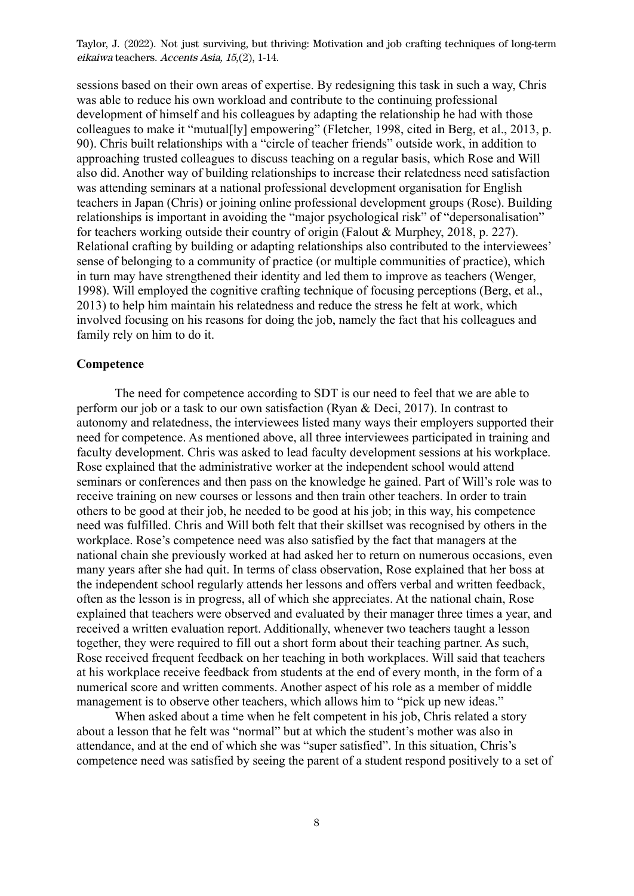sessions based on their own areas of expertise. By redesigning this task in such a way, Chris was able to reduce his own workload and contribute to the continuing professional development of himself and his colleagues by adapting the relationship he had with those colleagues to make it "mutual[ly] empowering" (Fletcher, 1998, cited in Berg, et al., 2013, p. 90). Chris built relationships with a "circle of teacher friends" outside work, in addition to approaching trusted colleagues to discuss teaching on a regular basis, which Rose and Will also did. Another way of building relationships to increase their relatedness need satisfaction was attending seminars at a national professional development organisation for English teachers in Japan (Chris) or joining online professional development groups (Rose). Building relationships is important in avoiding the "major psychological risk" of "depersonalisation" for teachers working outside their country of origin (Falout & Murphey, 2018, p. 227). Relational crafting by building or adapting relationships also contributed to the interviewees' sense of belonging to a community of practice (or multiple communities of practice), which in turn may have strengthened their identity and led them to improve as teachers (Wenger, 1998). Will employed the cognitive crafting technique of focusing perceptions (Berg, et al., 2013) to help him maintain his relatedness and reduce the stress he felt at work, which involved focusing on his reasons for doing the job, namely the fact that his colleagues and family rely on him to do it.

**Competence**

The need for competence according to SDT is our need to feel that we are able to perform our job or a task to our own satisfaction (Ryan & Deci, 2017). In contrast to autonomy and relatedness, the interviewees listed many ways their employers supported their need for competence. As mentioned above, all three interviewees participated in training and faculty development. Chris was asked to lead faculty development sessions at his workplace. Rose explained that the administrative worker at the independent school would attend seminars or conferences and then pass on the knowledge he gained. Part of Will's role was to receive training on new courses or lessons and then train other teachers. In order to train others to be good at their job, he needed to be good at his job; in this way, his competence need was fulfilled. Chris and Will both felt that their skillset was recognised by others in the workplace. Rose's competence need was also satisfied by the fact that managers at the national chain she previously worked at had asked her to return on numerous occasions, even many years after she had quit. In terms of class observation, Rose explained that her boss at the independent school regularly attends her lessons and offers verbal and written feedback, often as the lesson is in progress, all of which she appreciates. At the national chain, Rose explained that teachers were observed and evaluated by their manager three times a year, and received a written evaluation report. Additionally, whenever two teachers taught a lesson together, they were required to fill out a short form about their teaching partner. As such, Rose received frequent feedback on her teaching in both workplaces. Will said that teachers at his workplace receive feedback from students at the end of every month, in the form of a numerical score and written comments. Another aspect of his role as a member of middle management is to observe other teachers, which allows him to "pick up new ideas."

When asked about a time when he felt competent in his job, Chris related a story about a lesson that he felt was "normal" but at which the student's mother was also in attendance, and at the end of which she was "super satisfied". In this situation, Chris's competence need was satisfied by seeing the parent of a student respond positively to a set of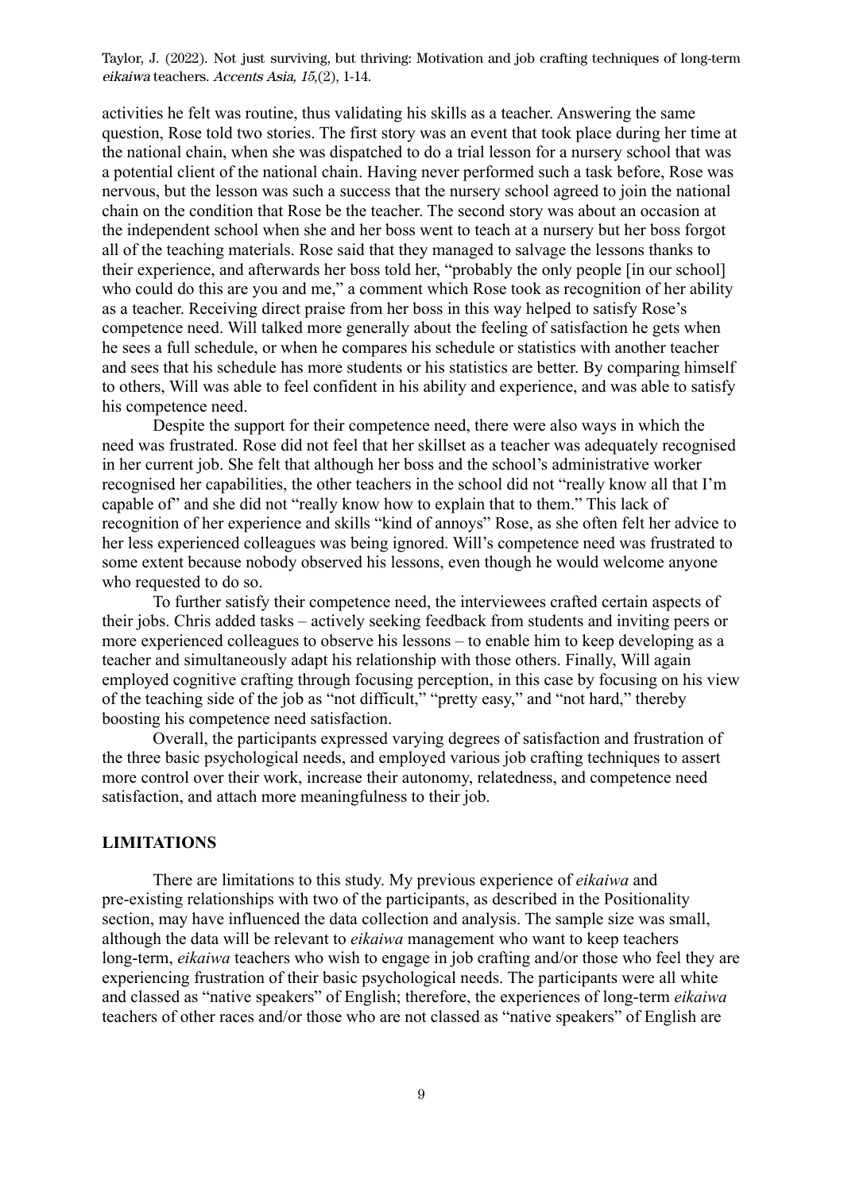activities he felt was routine, thus validating his skills as a teacher. Answering the same question, Rose told two stories. The first story was an event that took place during her time at the national chain, when she was dispatched to do a trial lesson for a nursery school that was a potential client of the national chain. Having never performed such a task before, Rose was nervous, but the lesson was such a success that the nursery school agreed to join the national chain on the condition that Rose be the teacher. The second story was about an occasion at the independent school when she and her boss went to teach at a nursery but her boss forgot all of the teaching materials. Rose said that they managed to salvage the lessons thanks to their experience, and afterwards her boss told her, "probably the only people [in our school] who could do this are you and me," a comment which Rose took as recognition of her ability as a teacher. Receiving direct praise from her boss in this way helped to satisfy Rose's competence need. Will talked more generally about the feeling of satisfaction he gets when he sees a full schedule, or when he compares his schedule or statistics with another teacher and sees that his schedule has more students or his statistics are better. By comparing himself to others, Will was able to feel confident in his ability and experience, and was able to satisfy his competence need.

Despite the support for their competence need, there were also ways in which the need was frustrated. Rose did not feel that her skillset as a teacher was adequately recognised in her current job. She felt that although her boss and the school's administrative worker recognised her capabilities, the other teachers in the school did not "really know all that I'm capable of" and she did not "really know how to explain that to them." This lack of recognition of her experience and skills "kind of annoys" Rose, as she often felt her advice to her less experienced colleagues was being ignored. Will's competence need was frustrated to some extent because nobody observed his lessons, even though he would welcome anyone who requested to do so.

To further satisfy their competence need, the interviewees crafted certain aspects of their jobs. Chris added tasks – actively seeking feedback from students and inviting peers or more experienced colleagues to observe his lessons – to enable him to keep developing as a teacher and simultaneously adapt his relationship with those others. Finally, Will again employed cognitive crafting through focusing perception, in this case by focusing on his view of the teaching side of the job as "not difficult," "pretty easy," and "not hard," thereby boosting his competence need satisfaction.

Overall, the participants expressed varying degrees of satisfaction and frustration of the three basic psychological needs, and employed various job crafting techniques to assert more control over their work, increase their autonomy, relatedness, and competence need satisfaction, and attach more meaningfulness to their job.

## LIMITATIONS

There are limitations to this study. My previous experience of *eikaiwa* and pre-existing relationships with two of the participants, as described in the Positionality section, may have influenced the data collection and analysis. The sample size was small, although the data will be relevant to *eikaiwa* management who want to keep teachers long-term, *eikaiwa* teachers who wish to engage in job crafting and/or those who feel they are experiencing frustration of their basic psychological needs. The participants were all white and classed as "native speakers" of English; therefore, the experiences of long-term *eikaiwa* teachers of other races and/or those who are not classed as "native speakers" of English are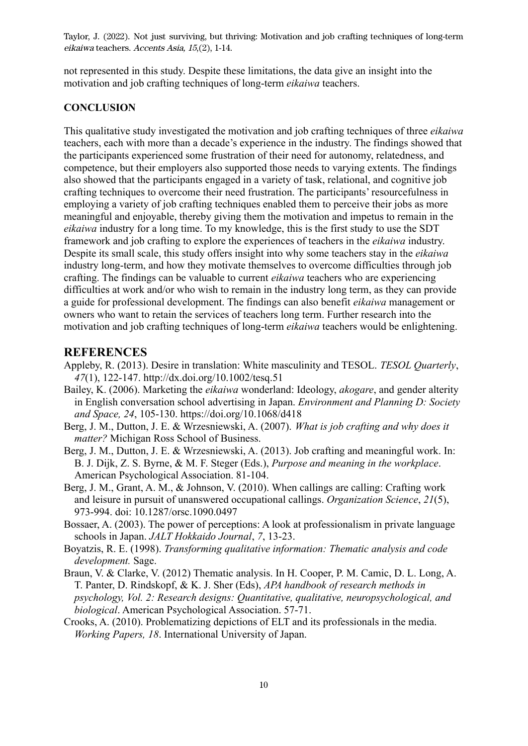not represented in this study. Despite these limitations, the data give an insight into the motivation and job crafting techniques of long-term *eikaiwa* teachers.

**CONCLUSION**

This qualitative study investigated the motivation and job crafting techniques of three *eikaiwa* teachers, each with more than a decade's experience in the industry. The findings showed that the participants experienced some frustration of their need for autonomy, relatedness, and competence, but their employers also supported those needs to varying extents. The findings also showed that the participants engaged in a variety of task, relational, and cognitive job crafting techniques to overcome their need frustration. The participants' resourcefulness in employing a variety of job crafting techniques enabled them to perceive their jobs as more meaningful and enjoyable, thereby giving them the motivation and impetus to remain in the *eikaiwa* industry for a long time. To my knowledge, this is the first study to use the SDT framework and job crafting to explore the experiences of teachers in the *eikaiwa* industry. Despite its small scale, this study offers insight into why some teachers stay in the *eikaiwa* industry long-term, and how they motivate themselves to overcome difficulties through job crafting. The findings can be valuable to current *eikaiwa* teachers who are experiencing difficulties at work and/or who wish to remain in the industry long term, as they can provide a guide for professional development. The findings can also benefit *eikaiwa* management or owners who want to retain the services of teachers long term. Further research into the motivation and job crafting techniques of long-term *eikaiwa* teachers would be enlightening.

## REFERENCES

Appleby, R. (2013). Desire in translation: White masculinity and TESOL. *TESOL Quarterly*, *47*(1), 122-147. http://dx.doi.org/10.1002/tesq.51

Bailey, K. (2006). Marketing the *eikaiwa* wonderland: Ideology, *akogare*, and gender alterity in English conversation school advertising in Japan. *Environment and Planning D: Society and Space, 24*, 105-130. https://doi.org/10.1068/d418

Berg, J. M., Dutton, J. E. & Wrzesniewski, A. (2007). *What is job crafting and why does it matter?* Michigan Ross School of Business.

Berg, J. M., Dutton, J. E. & Wrzesniewski, A. (2013). Job crafting and meaningful work. In: B. J. Dijk, Z. S. Byrne, & M. F. Steger (Eds.), *Purpose and meaning in the workplace*. American Psychological Association. 81-104.

Berg, J. M., Grant, A. M., & Johnson, V. (2010). When callings are calling: Crafting work and leisure in pursuit of unanswered occupational callings. *Organization Science*, *21*(5), 973-994. doi: 10.1287/orsc.1090.0497

Bossaer, A. (2003). The power of perceptions: A look at professionalism in private language schools in Japan. *JALT Hokkaido Journal*, *7*, 13-23.

Boyatzis, R. E. (1998). *Transforming qualitative information: Thematic analysis and code development.* Sage.

Braun, V. & Clarke, V. (2012) Thematic analysis. In H. Cooper, P. M. Camic, D. L. Long, A. T. Panter, D. Rindskopf, & K. J. Sher (Eds), *APA handbook of research methods in psychology, Vol. 2: Research designs: Quantitative, qualitative, neuropsychological, and biological*. American Psychological Association. 57-71.

Crooks, A. (2010). Problematizing depictions of ELT and its professionals in the media. *Working Papers, 18*. International University of Japan.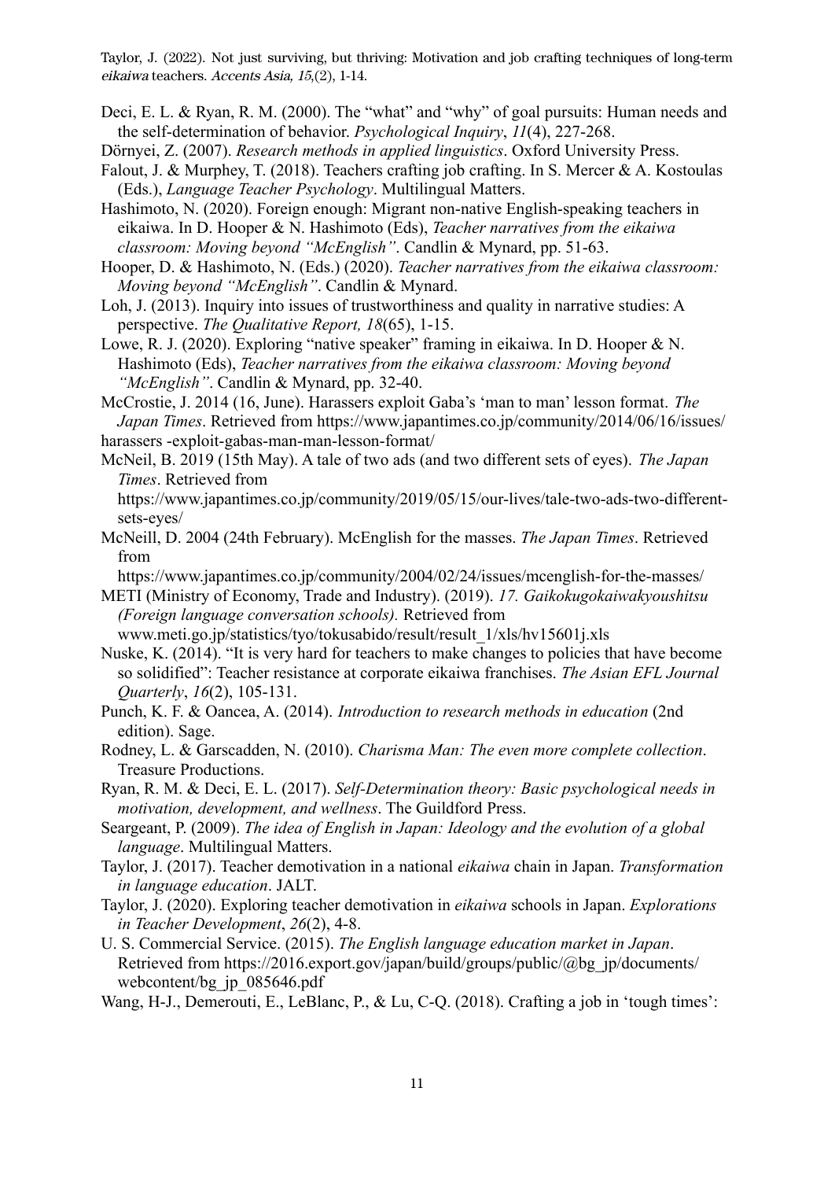Deci, E. L. & Ryan, R. M. (2000). The "what" and "why" of goal pursuits: Human needs and the self-determination of behavior. *Psychological Inquiry*, *11*(4), 227-268.

Dörnyei, Z. (2007). *Research methods in applied linguistics*. Oxford University Press.

Falout, J. & Murphey, T. (2018). Teachers crafting job crafting. In S. Mercer & A. Kostoulas (Eds.), *Language Teacher Psychology*. Multilingual Matters.

Hashimoto, N. (2020). Foreign enough: Migrant non-native English-speaking teachers in eikaiwa. In D. Hooper & N. Hashimoto (Eds), *Teacher narratives from the eikaiwa classroom: Moving beyond "McEnglish"*. Candlin & Mynard, pp. 51-63.

Hooper, D. & Hashimoto, N. (Eds.) (2020). *Teacher narratives from the eikaiwa classroom: Moving beyond "McEnglish"*. Candlin & Mynard.

Loh, J. (2013). Inquiry into issues of trustworthiness and quality in narrative studies: A perspective. *The Qualitative Report, 18*(65), 1-15.

Lowe, R. J. (2020). Exploring "native speaker" framing in eikaiwa. In D. Hooper & N. Hashimoto (Eds), *Teacher narratives from the eikaiwa classroom: Moving beyond "McEnglish"*. Candlin & Mynard, pp. 32-40.

McCrostie, J. 2014 (16, June). Harassers exploit Gaba's 'man to man' lesson format. *The Japan Times*. Retrieved from https://www.japantimes.co.jp/community/2014/06/16/issues/harassers -exploit-gabas-man-man-lesson-format/

McNeil, B. 2019 (15th May). A tale of two ads (and two different sets of eyes). *The Japan Times*. Retrieved from https://www.japantimes.co.jp/community/2019/05/15/our-lives/tale-two-ads-two-different-sets-eyes/

McNeill, D. 2004 (24th February). McEnglish for the masses. *The Japan Times*. Retrieved from https://www.japantimes.co.jp/community/2004/02/24/issues/mcenglish-for-the-masses/

METI (Ministry of Economy, Trade and Industry). (2019). *17. Gaikokugokaiwakyoushitsu (Foreign language conversation schools).* Retrieved from www.meti.go.jp/statistics/tyo/tokusabido/result/result_1/xls/hv15601j.xls

Nuske, K. (2014). "It is very hard for teachers to make changes to policies that have become so solidified": Teacher resistance at corporate eikaiwa franchises. *The Asian EFL Journal Quarterly*, *16*(2), 105-131.

Punch, K. F. & Oancea, A. (2014). *Introduction to research methods in education* (2nd edition). Sage.

Rodney, L. & Garscadden, N. (2010). *Charisma Man: The even more complete collection*. Treasure Productions.

Ryan, R. M. & Deci, E. L. (2017). *Self-Determination theory: Basic psychological needs in motivation, development, and wellness*. The Guildford Press.

Seargeant, P. (2009). *The idea of English in Japan: Ideology and the evolution of a global language*. Multilingual Matters.

Taylor, J. (2017). Teacher demotivation in a national *eikaiwa* chain in Japan. *Transformation in language education*. JALT.

Taylor, J. (2020). Exploring teacher demotivation in *eikaiwa* schools in Japan. *Explorations in Teacher Development*, *26*(2), 4-8.

U. S. Commercial Service. (2015). *The English language education market in Japan*. Retrieved from https://2016.export.gov/japan/build/groups/public/@bg_jp/documents/webcontent/bg_jp_085646.pdf

Wang, H-J., Demerouti, E., LeBlanc, P., & Lu, C-Q. (2018). Crafting a job in 'tough times':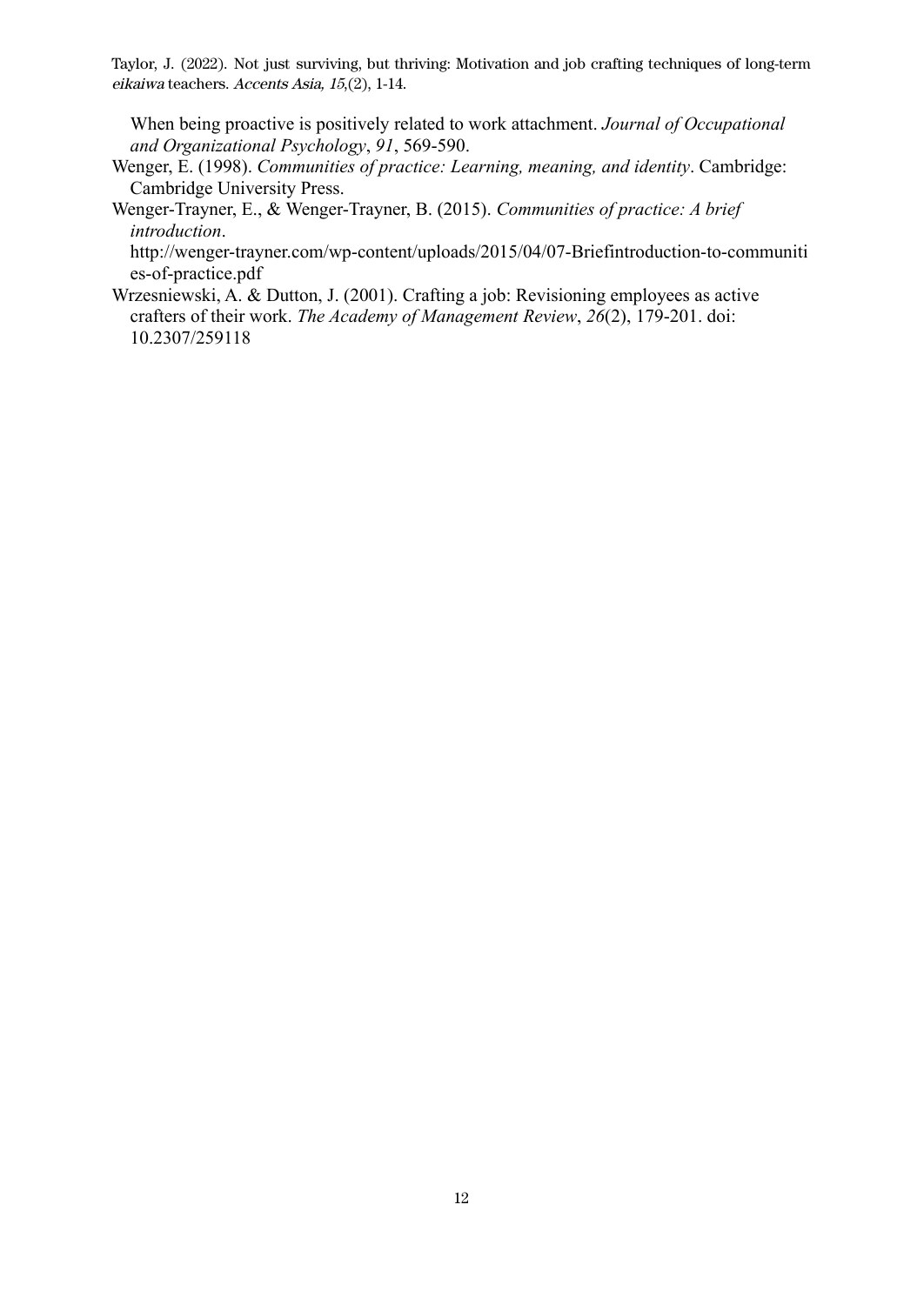When being proactive is positively related to work attachment. *Journal of Occupational and Organizational Psychology*, *91*, 569-590.

Wenger, E. (1998). *Communities of practice: Learning, meaning, and identity*. Cambridge: Cambridge University Press.

Wenger-Trayner, E., & Wenger-Trayner, B. (2015). *Communities of practice: A brief introduction*. http://wenger-trayner.com/wp-content/uploads/2015/04/07-Briefintroduction-to-communities-of-practice.pdf

Wrzesniewski, A. & Dutton, J. (2001). Crafting a job: Revisioning employees as active crafters of their work. *The Academy of Management Review*, *26*(2), 179-201. doi: 10.2307/259118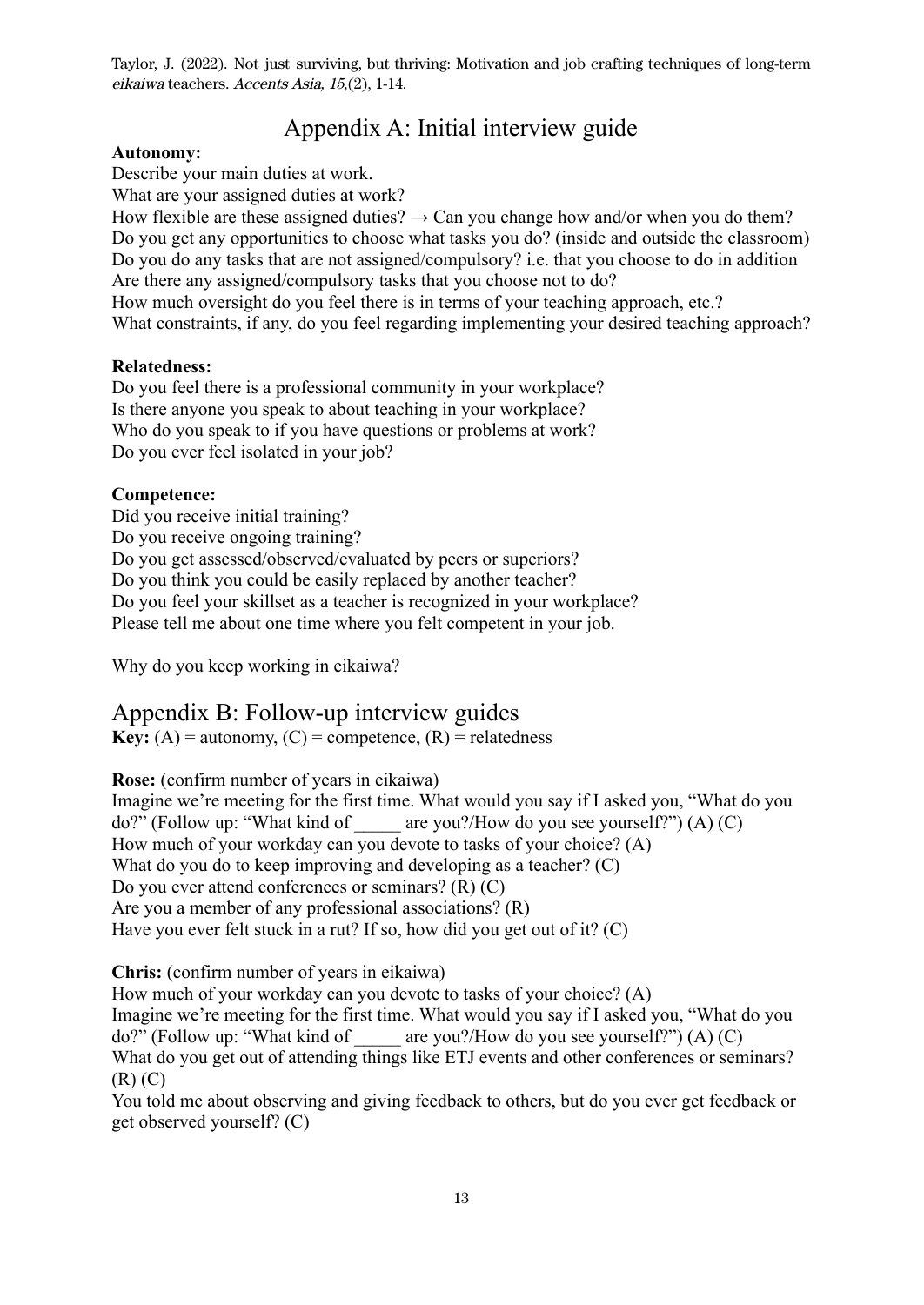# Appendix A: Initial interview guide

**Autonomy:**

Describe your main duties at work.
What are your assigned duties at work?
How flexible are these assigned duties? → Can you change how and/or when you do them?
Do you get any opportunities to choose what tasks you do? (inside and outside the classroom)
Do you do any tasks that are not assigned/compulsory? i.e. that you choose to do in addition
Are there any assigned/compulsory tasks that you choose not to do?
How much oversight do you feel there is in terms of your teaching approach, etc.?
What constraints, if any, do you feel regarding implementing your desired teaching approach?

**Relatedness:**

Do you feel there is a professional community in your workplace?
Is there anyone you speak to about teaching in your workplace?
Who do you speak to if you have questions or problems at work?
Do you ever feel isolated in your job?

**Competence:**

Did you receive initial training?
Do you receive ongoing training?
Do you get assessed/observed/evaluated by peers or superiors?
Do you think you could be easily replaced by another teacher?
Do you feel your skillset as a teacher is recognized in your workplace?
Please tell me about one time where you felt competent in your job.

Why do you keep working in eikaiwa?

# Appendix B: Follow-up interview guides

**Key:** (A) = autonomy, (C) = competence, (R) = relatedness

**Rose:** (confirm number of years in eikaiwa)
Imagine we're meeting for the first time. What would you say if I asked you, "What do you do?" (Follow up: "What kind of _____ are you?/How do you see yourself?") (A) (C)
How much of your workday can you devote to tasks of your choice? (A)
What do you do to keep improving and developing as a teacher? (C)
Do you ever attend conferences or seminars? (R) (C)
Are you a member of any professional associations? (R)
Have you ever felt stuck in a rut? If so, how did you get out of it? (C)

**Chris:** (confirm number of years in eikaiwa)
How much of your workday can you devote to tasks of your choice? (A)
Imagine we're meeting for the first time. What would you say if I asked you, "What do you do?" (Follow up: "What kind of _____ are you?/How do you see yourself?") (A) (C)
What do you get out of attending things like ETJ events and other conferences or seminars? (R) (C)
You told me about observing and giving feedback to others, but do you ever get feedback or get observed yourself? (C)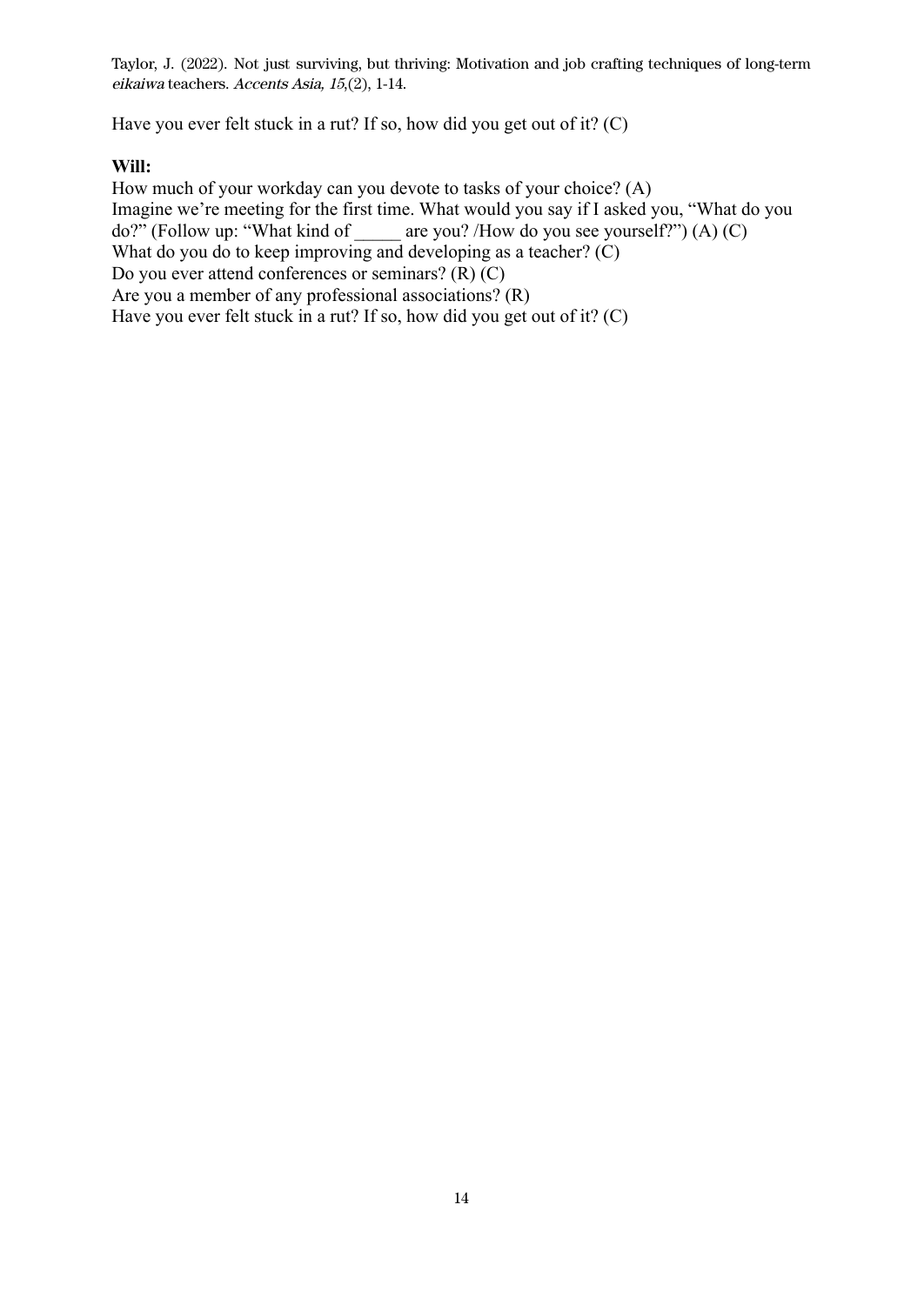Have you ever felt stuck in a rut? If so, how did you get out of it? (C)

**Will:**

How much of your workday can you devote to tasks of your choice? (A)

Imagine we're meeting for the first time. What would you say if I asked you, "What do you do?" (Follow up: "What kind of _____ are you? /How do you see yourself?") (A) (C)

What do you do to keep improving and developing as a teacher? (C)

Do you ever attend conferences or seminars? (R) (C)

Are you a member of any professional associations? (R)

Have you ever felt stuck in a rut? If so, how did you get out of it? (C)